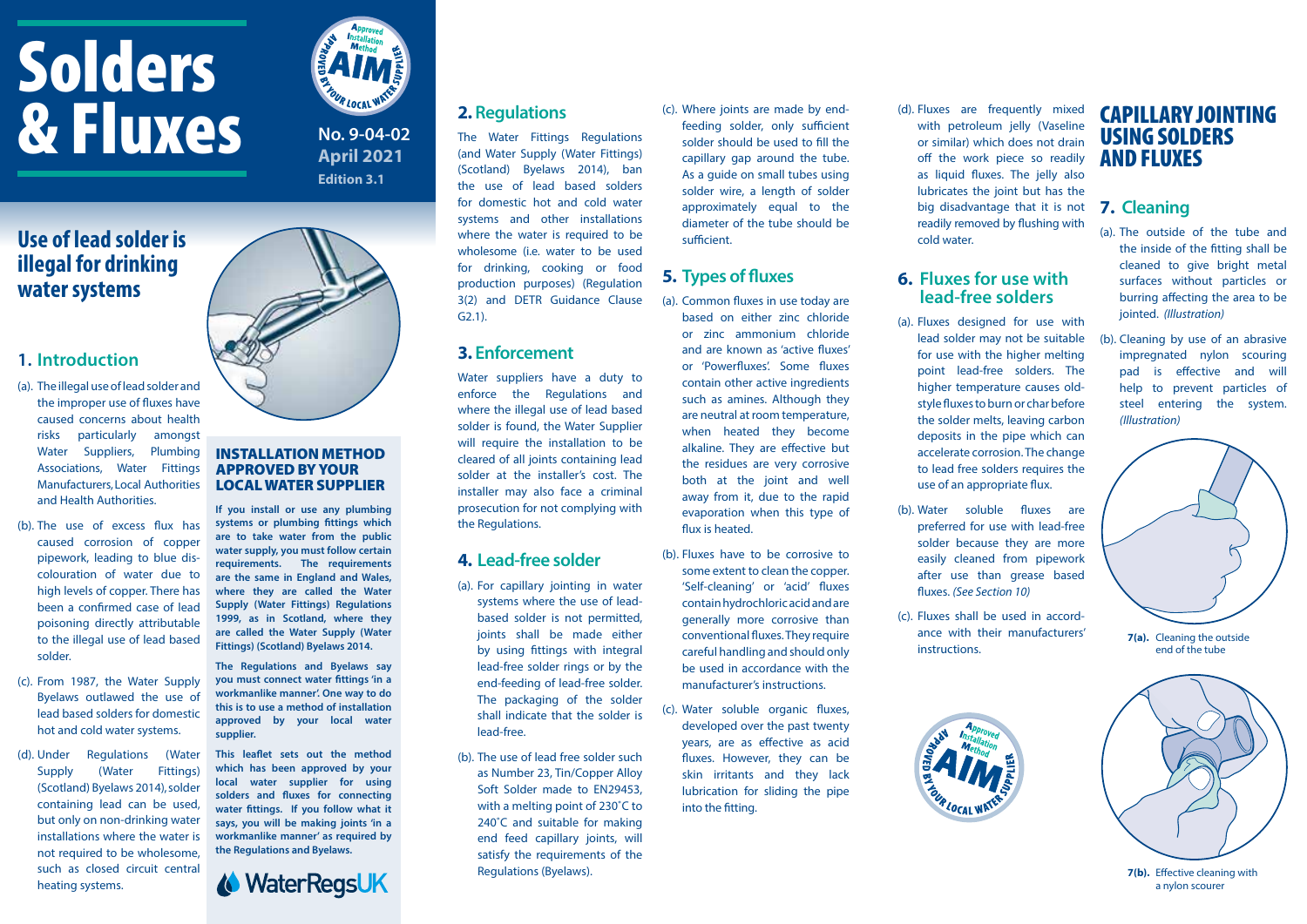# Solders & Fluxes

**No. 9-04-02**
**April 2021**
**Edition 3.1**

## Use of lead solder is illegal for drinking water systems

## 1. Introduction

(a). The illegal use of lead solder and the improper use of fluxes have caused concerns about health risks particularly amongst Water Suppliers, Plumbing Associations, Water Fittings Manufacturers, Local Authorities and Health Authorities.

(b). The use of excess flux has caused corrosion of copper pipework, leading to blue dis-colouration of water due to high levels of copper. There has been a confirmed case of lead poisoning directly attributable to the illegal use of lead based solder.

(c). From 1987, the Water Supply Byelaws outlawed the use of lead based solders for domestic hot and cold water systems.

(d). Under Regulations (Water Supply (Water Fittings) (Scotland) Byelaws 2014), solder containing lead can be used, but only on non-drinking water installations where the water is not required to be wholesome, such as closed circuit central heating systems.

### INSTALLATION METHOD APPROVED BY YOUR LOCAL WATER SUPPLIER

**If you install or use any plumbing systems or plumbing fittings which are to take water from the public water supply, you must follow certain requirements. The requirements are the same in England and Wales, where they are called the Water Supply (Water Fittings) Regulations 1999, as in Scotland, where they are called the Water Supply (Water Fittings) (Scotland) Byelaws 2014.**

**The Regulations and Byelaws say you must connect water fittings 'in a workmanlike manner'. One way to do this is to use a method of installation approved by your local water supplier.**

**This leaflet sets out the method which has been approved by your local water supplier for using solders and fluxes for connecting water fittings. If you follow what it says, you will be making joints 'in a workmanlike manner' as required by the Regulations and Byelaws.**

WaterRegsUK

## 2. Regulations

The Water Fittings Regulations (and Water Supply (Water Fittings) (Scotland) Byelaws 2014), ban the use of lead based solders for domestic hot and cold water systems and other installations where the water is required to be wholesome (i.e. water to be used for drinking, cooking or food production purposes) (Regulation 3(2) and DETR Guidance Clause G2.1).

## 3. Enforcement

Water suppliers have a duty to enforce the Regulations and where the illegal use of lead based solder is found, the Water Supplier will require the installation to be cleared of all joints containing lead solder at the installer's cost. The installer may also face a criminal prosecution for not complying with the Regulations.

## 4. Lead-free solder

(a). For capillary jointing in water systems where the use of lead-based solder is not permitted, joints shall be made either by using fittings with integral lead-free solder rings or by the end-feeding of lead-free solder. The packaging of the solder shall indicate that the solder is lead-free.

(b). The use of lead free solder such as Number 23, Tin/Copper Alloy Soft Solder made to EN29453, with a melting point of 230˚C to 240˚C and suitable for making end feed capillary joints, will satisfy the requirements of the Regulations (Byelaws).

(c). Where joints are made by end-feeding solder, only sufficient solder should be used to fill the capillary gap around the tube. As a guide on small tubes using solder wire, a length of solder approximately equal to the diameter of the tube should be sufficient.

## 5. Types of fluxes

(a). Common fluxes in use today are based on either zinc chloride or zinc ammonium chloride and are known as 'active fluxes' or 'Powerfluxes'. Some fluxes contain other active ingredients such as amines. Although they are neutral at room temperature, when heated they become alkaline. They are effective but the residues are very corrosive both at the joint and well away from it, due to the rapid evaporation when this type of flux is heated.

(b). Fluxes have to be corrosive to some extent to clean the copper. 'Self-cleaning' or 'acid' fluxes contain hydrochloric acid and are generally more corrosive than conventional fluxes. They require careful handling and should only be used in accordance with the manufacturer's instructions.

(c). Water soluble organic fluxes, developed over the past twenty years, are as effective as acid fluxes. However, they can be skin irritants and they lack lubrication for sliding the pipe into the fitting.

(d). Fluxes are frequently mixed with petroleum jelly (Vaseline or similar) which does not drain off the work piece so readily as liquid fluxes. The jelly also lubricates the joint but has the big disadvantage that it is not readily removed by flushing with cold water.

## 6. Fluxes for use with lead-free solders

(a). Fluxes designed for use with lead solder may not be suitable for use with the higher melting point lead-free solders. The higher temperature causes old-style fluxes to burn or char before the solder melts, leaving carbon deposits in the pipe which can accelerate corrosion. The change to lead free solders requires the use of an appropriate flux.

(b). Water soluble fluxes are preferred for use with lead-free solder because they are more easily cleaned from pipework after use than grease based fluxes. *(See Section 10)*

(c). Fluxes shall be used in accordance with their manufacturers' instructions.

# CAPILLARY JOINTING USING SOLDERS AND FLUXES

## 7. Cleaning

(a). The outside of the tube and the inside of the fitting shall be cleaned to give bright metal surfaces without particles or burring affecting the area to be jointed. *(Illustration)*

(b). Cleaning by use of an abrasive impregnated nylon scouring pad is effective and will help to prevent particles of steel entering the system. *(Illustration)*

**7(a).** Cleaning the outside end of the tube

**7(b).** Effective cleaning with a nylon scourer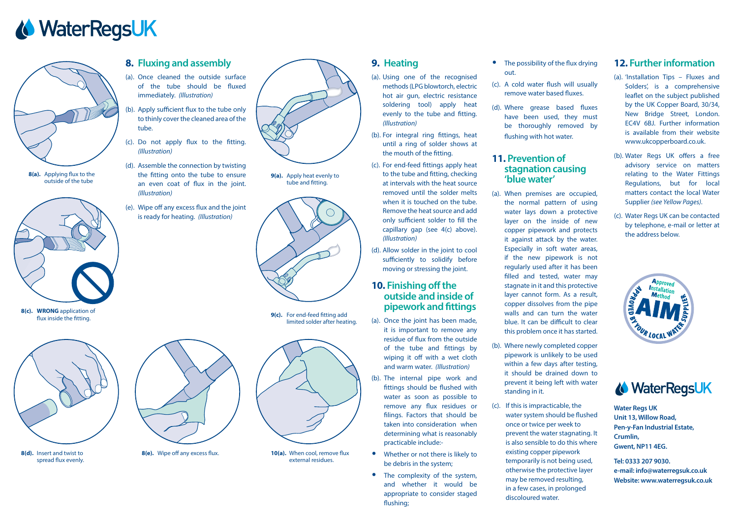# WaterRegsUK

8(a). Applying flux to the outside of the tube

8(c). **WRONG** application of flux inside the fitting.

8(d). Insert and twist to spread flux evenly.

8(e). Wipe off any excess flux.

9(a). Apply heat evenly to tube and fitting.

9(c). For end-feed fitting add limited solder after heating.

10(a). When cool, remove flux external residues.

## 8. Fluxing and assembly

(a). Once cleaned the outside surface of the tube should be fluxed immediately. *(Illustration)*

(b). Apply sufficient flux to the tube only to thinly cover the cleaned area of the tube.

(c). Do not apply flux to the fitting. *(Illustration)*

(d). Assemble the connection by twisting the fitting onto the tube to ensure an even coat of flux in the joint. *(Illustration)*

(e). Wipe off any excess flux and the joint is ready for heating. *(Illustration)*

## 9. Heating

(a). Using one of the recognised methods (LPG blowtorch, electric hot air gun, electric resistance soldering tool) apply heat evenly to the tube and fitting. *(Illustration)*

(b). For integral ring fittings, heat until a ring of solder shows at the mouth of the fitting.

(c). For end-feed fittings apply heat to the tube and fitting, checking at intervals with the heat source removed until the solder melts when it is touched on the tube. Remove the heat source and add only sufficient solder to fill the capillary gap (see 4(c) above). *(Illustration)*

(d). Allow solder in the joint to cool sufficiently to solidify before moving or stressing the joint.

## 10. Finishing off the outside and inside of pipework and fittings

(a). Once the joint has been made, it is important to remove any residue of flux from the outside of the tube and fittings by wiping it off with a wet cloth and warm water. *(Illustration)*

(b). The internal pipe work and fittings should be flushed with water as soon as possible to remove any flux residues or filings. Factors that should be taken into consideration when determining what is reasonably practicable include:-

- Whether or not there is likely to be debris in the system;
- The complexity of the system, and whether it would be appropriate to consider staged flushing;
- The possibility of the flux drying out.

(c). A cold water flush will usually remove water based fluxes.

(d). Where grease based fluxes have been used, they must be thoroughly removed by flushing with hot water.

## 11. Prevention of stagnation causing 'blue water'

(a). When premises are occupied, the normal pattern of using water lays down a protective layer on the inside of new copper pipework and protects it against attack by the water. Especially in soft water areas, if the new pipework is not regularly used after it has been filled and tested, water may stagnate in it and this protective layer cannot form. As a result, copper dissolves from the pipe walls and can turn the water blue. It can be difficult to clear this problem once it has started.

(b). Where newly completed copper pipework is unlikely to be used within a few days after testing, it should be drained down to prevent it being left with water standing in it.

(c). If this is impracticable, the water system should be flushed once or twice per week to prevent the water stagnating. It is also sensible to do this where existing copper pipework temporarily is not being used, otherwise the protective layer may be removed resulting, in a few cases, in prolonged discoloured water.

## 12. Further information

(a). 'Installation Tips – Fluxes and Solders', is a comprehensive leaflet on the subject published by the UK Copper Board, 30/34, New Bridge Street, London. EC4V 6BJ. Further information is available from their website www.ukcopperboard.co.uk.

(b). Water Regs UK offers a free advisory service on matters relating to the Water Fittings Regulations, but for local matters contact the local Water Supplier *(see Yellow Pages)*.

(c). Water Regs UK can be contacted by telephone, e-mail or letter at the address below.

Approved Installation Method — AIM — Approved by your local water supplier

WaterRegsUK

**Water Regs UK**
**Unit 13, Willow Road,**
**Pen-y-Fan Industrial Estate,**
**Crumlin,**
**Gwent, NP11 4EG.**

**Tel: 0333 207 9030.**
**e-mail: info@waterregsuk.co.uk**
**Website: www.waterregsuk.co.uk**